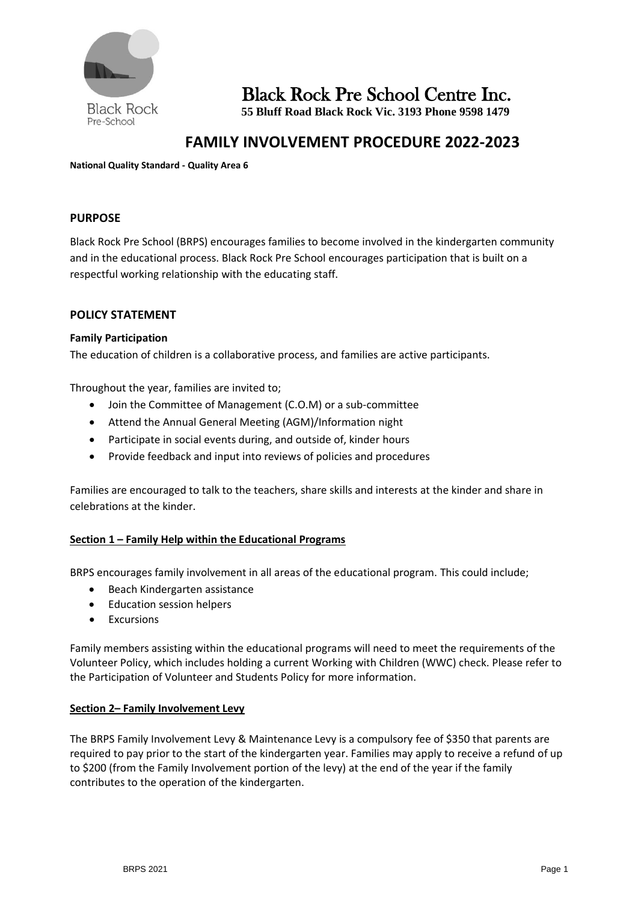# Black Rock Pre School Centre Inc.

**55 Bluff Road Black Rock Vic. 3193 Phone 9598 1479**

# FAMILY INVOLVEMENT PROCEDURE 2022-2023

**National Quality Standard - Quality Area 6**

## PURPOSE

Black Rock Pre School (BRPS) encourages families to become involved in the kindergarten community and in the educational process. Black Rock Pre School encourages participation that is built on a respectful working relationship with the educating staff.

## POLICY STATEMENT

### Family Participation

The education of children is a collaborative process, and families are active participants.

Throughout the year, families are invited to;

- Join the Committee of Management (C.O.M) or a sub-committee
- Attend the Annual General Meeting (AGM)/Information night
- Participate in social events during, and outside of, kinder hours
- Provide feedback and input into reviews of policies and procedures

Families are encouraged to talk to the teachers, share skills and interests at the kinder and share in celebrations at the kinder.

### Section 1 – Family Help within the Educational Programs

BRPS encourages family involvement in all areas of the educational program. This could include;

- Beach Kindergarten assistance
- Education session helpers
- Excursions

Family members assisting within the educational programs will need to meet the requirements of the Volunteer Policy, which includes holding a current Working with Children (WWC) check. Please refer to the Participation of Volunteer and Students Policy for more information.

### Section 2– Family Involvement Levy

The BRPS Family Involvement Levy & Maintenance Levy is a compulsory fee of $350 that parents are required to pay prior to the start of the kindergarten year. Families may apply to receive a refund of up to $200 (from the Family Involvement portion of the levy) at the end of the year if the family contributes to the operation of the kindergarten.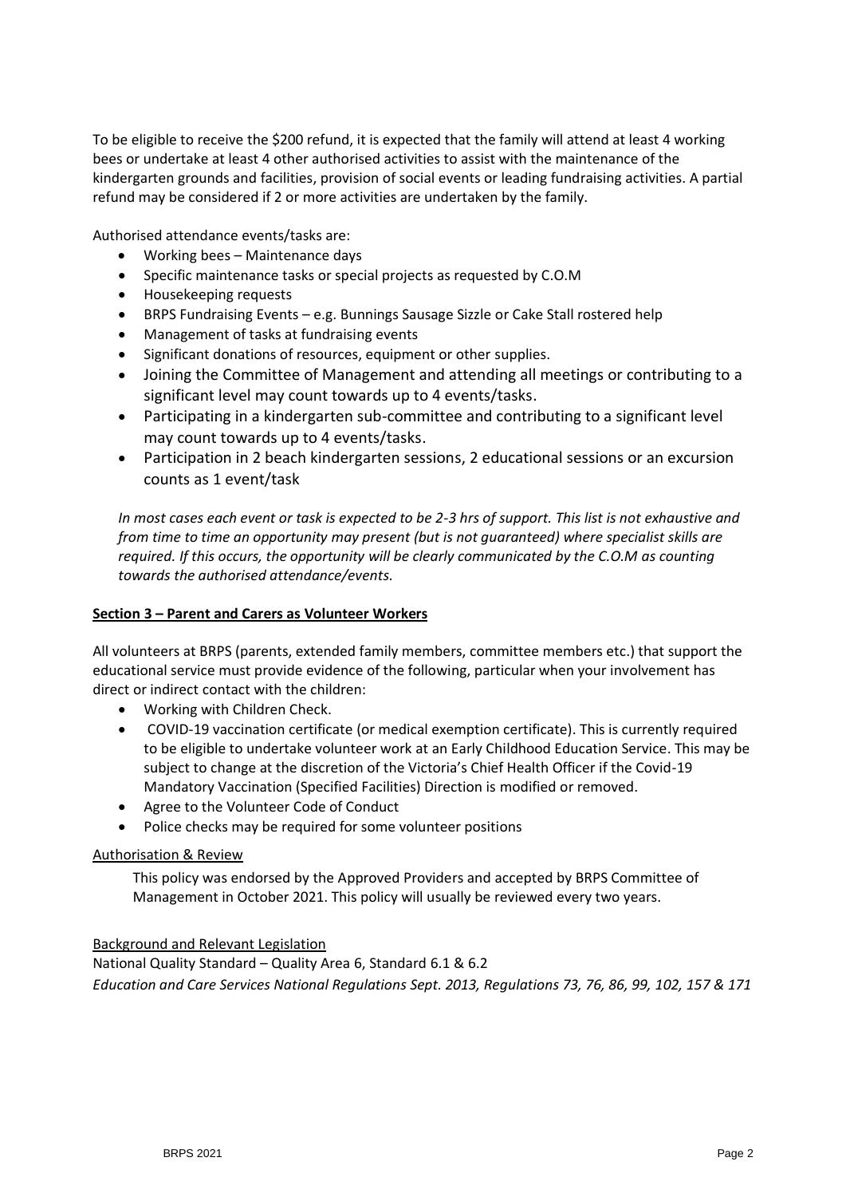To be eligible to receive the $200 refund, it is expected that the family will attend at least 4 working bees or undertake at least 4 other authorised activities to assist with the maintenance of the kindergarten grounds and facilities, provision of social events or leading fundraising activities. A partial refund may be considered if 2 or more activities are undertaken by the family.

Authorised attendance events/tasks are:

- Working bees – Maintenance days
- Specific maintenance tasks or special projects as requested by C.O.M
- Housekeeping requests
- BRPS Fundraising Events – e.g. Bunnings Sausage Sizzle or Cake Stall rostered help
- Management of tasks at fundraising events
- Significant donations of resources, equipment or other supplies.
- Joining the Committee of Management and attending all meetings or contributing to a significant level may count towards up to 4 events/tasks.
- Participating in a kindergarten sub-committee and contributing to a significant level may count towards up to 4 events/tasks.
- Participation in 2 beach kindergarten sessions, 2 educational sessions or an excursion counts as 1 event/task

*In most cases each event or task is expected to be 2-3 hrs of support. This list is not exhaustive and from time to time an opportunity may present (but is not guaranteed) where specialist skills are required. If this occurs, the opportunity will be clearly communicated by the C.O.M as counting towards the authorised attendance/events.*

## Section 3 – Parent and Carers as Volunteer Workers

All volunteers at BRPS (parents, extended family members, committee members etc.) that support the educational service must provide evidence of the following, particular when your involvement has direct or indirect contact with the children:

- Working with Children Check.
- COVID-19 vaccination certificate (or medical exemption certificate). This is currently required to be eligible to undertake volunteer work at an Early Childhood Education Service. This may be subject to change at the discretion of the Victoria's Chief Health Officer if the Covid-19 Mandatory Vaccination (Specified Facilities) Direction is modified or removed.
- Agree to the Volunteer Code of Conduct
- Police checks may be required for some volunteer positions

### Authorisation & Review

This policy was endorsed by the Approved Providers and accepted by BRPS Committee of Management in October 2021. This policy will usually be reviewed every two years.

### Background and Relevant Legislation

National Quality Standard – Quality Area 6, Standard 6.1 & 6.2

*Education and Care Services National Regulations Sept. 2013, Regulations 73, 76, 86, 99, 102, 157 & 171*